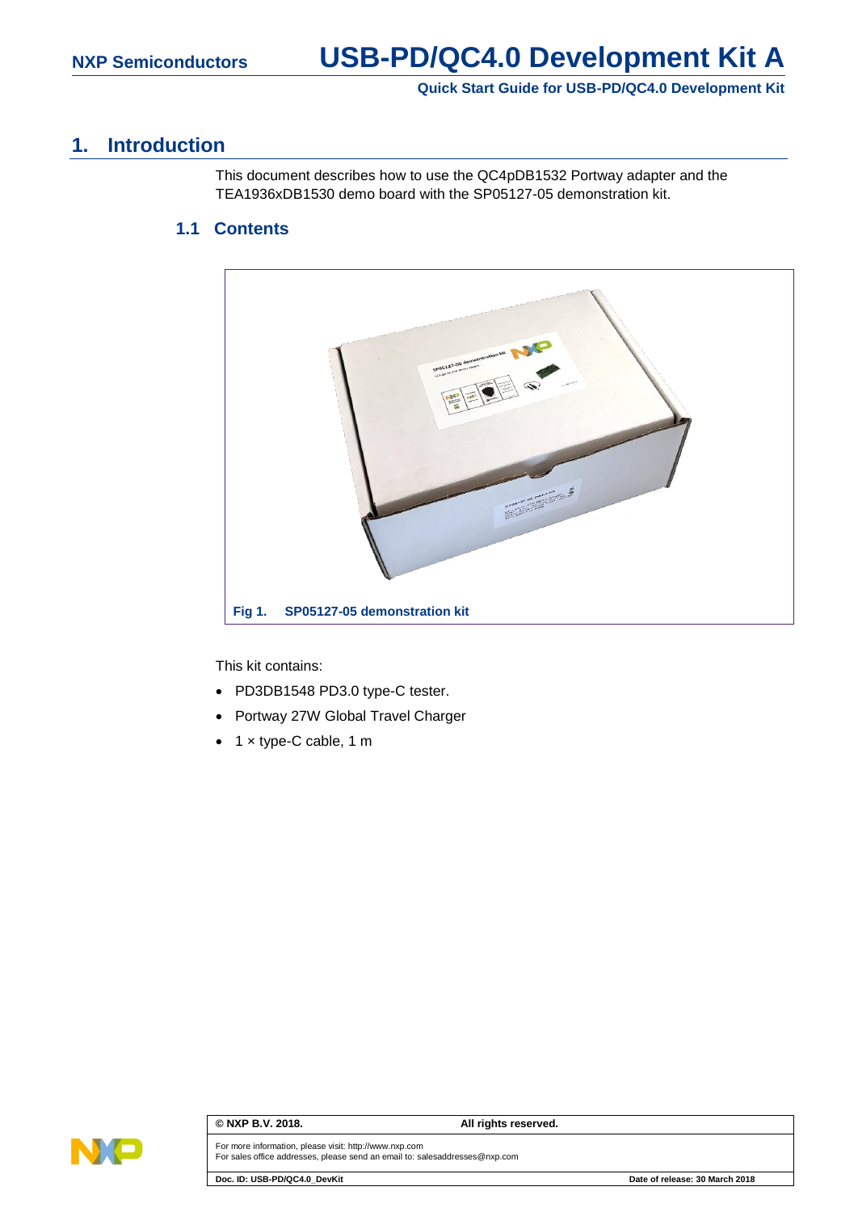# USB-PD/QC4.0 Development Kit A

**Quick Start Guide for USB-PD/QC4.0 Development Kit**

## 1. Introduction

This document describes how to use the QC4pDB1532 Portway adapter and the TEA1936xDB1530 demo board with the SP05127-05 demonstration kit.

### 1.1 Contents

**Fig 1. SP05127-05 demonstration kit**

This kit contains:

- PD3DB1548 PD3.0 type-C tester.
- Portway 27W Global Travel Charger
- 1 × type-C cable, 1 m

© NXP B.V. 2018. All rights reserved.

For more information, please visit: http://www.nxp.com
For sales office addresses, please send an email to: salesaddresses@nxp.com

Doc. ID: USB-PD/QC4.0_DevKit

Date of release: 30 March 2018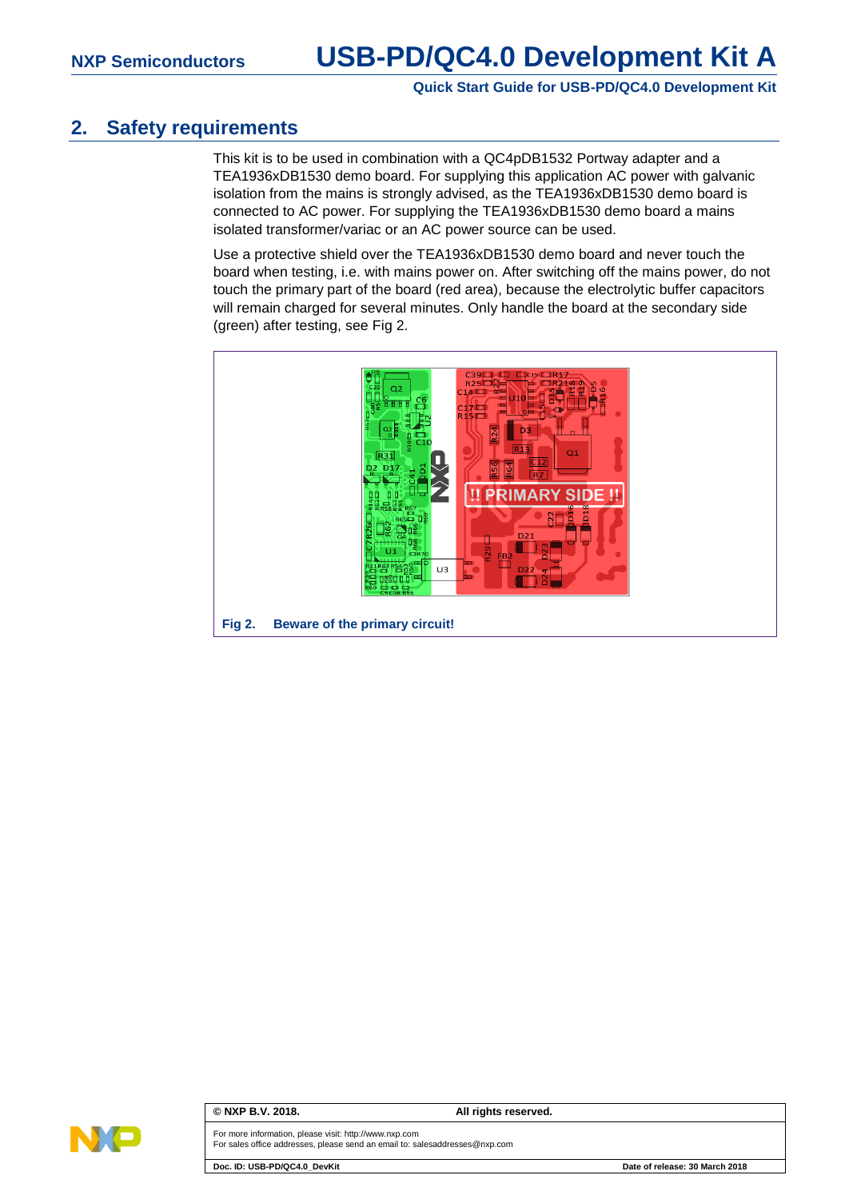## 2. Safety requirements

This kit is to be used in combination with a QC4pDB1532 Portway adapter and a TEA1936xDB1530 demo board. For supplying this application AC power with galvanic isolation from the mains is strongly advised, as the TEA1936xDB1530 demo board is connected to AC power. For supplying the TEA1936xDB1530 demo board a mains isolated transformer/variac or an AC power source can be used.

Use a protective shield over the TEA1936xDB1530 demo board and never touch the board when testing, i.e. with mains power on. After switching off the mains power, do not touch the primary part of the board (red area), because the electrolytic buffer capacitors will remain charged for several minutes. Only handle the board at the secondary side (green) after testing, see Fig 2.

**Fig 2. Beware of the primary circuit!**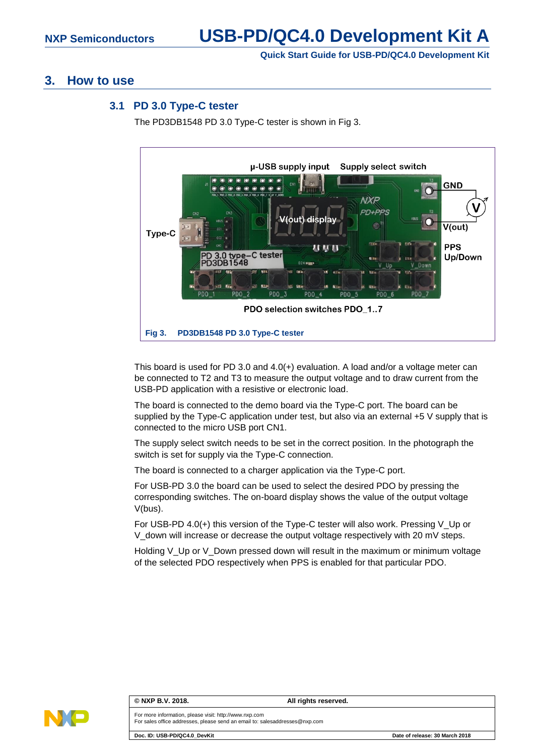## 3. How to use

### 3.1 PD 3.0 Type-C tester

The PD3DB1548 PD 3.0 Type-C tester is shown in Fig 3.

Fig 3. PD3DB1548 PD 3.0 Type-C tester

This board is used for PD 3.0 and 4.0(+) evaluation. A load and/or a voltage meter can be connected to T2 and T3 to measure the output voltage and to draw current from the USB-PD application with a resistive or electronic load.

The board is connected to the demo board via the Type-C port. The board can be supplied by the Type-C application under test, but also via an external +5 V supply that is connected to the micro USB port CN1.

The supply select switch needs to be set in the correct position. In the photograph the switch is set for supply via the Type-C connection.

The board is connected to a charger application via the Type-C port.

For USB-PD 3.0 the board can be used to select the desired PDO by pressing the corresponding switches. The on-board display shows the value of the output voltage V(bus).

For USB-PD 4.0(+) this version of the Type-C tester will also work. Pressing V_Up or V_down will increase or decrease the output voltage respectively with 20 mV steps.

Holding V_Up or V_Down pressed down will result in the maximum or minimum voltage of the selected PDO respectively when PPS is enabled for that particular PDO.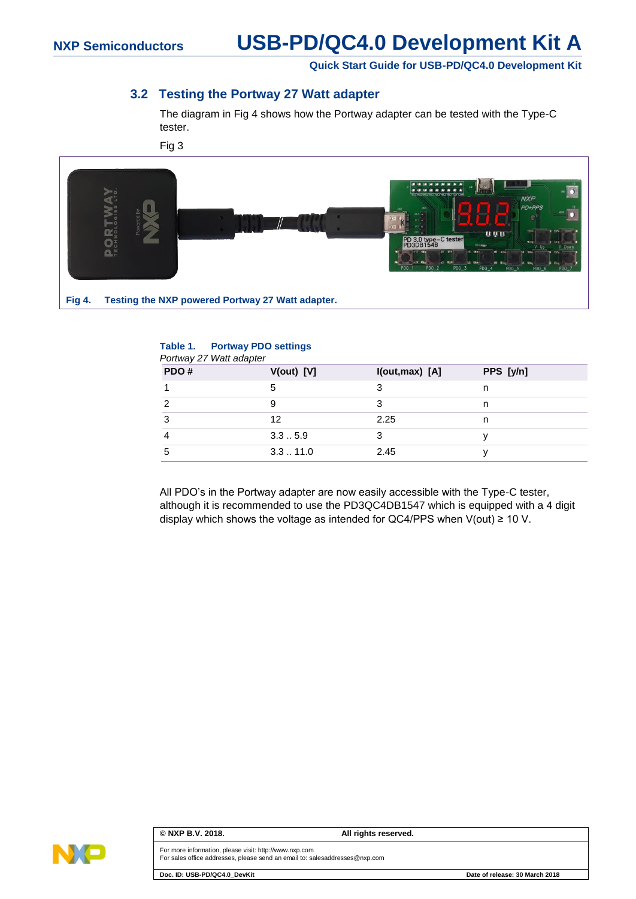## 3.2 Testing the Portway 27 Watt adapter

The diagram in Fig 4 shows how the Portway adapter can be tested with the Type-C tester.

Fig 3

**Fig 4. Testing the NXP powered Portway 27 Watt adapter.**

**Table 1. Portway PDO settings**

*Portway 27 Watt adapter*

| PDO # | V(out) [V] | I(out,max) [A] | PPS [y/n] |
|---|---|---|---|
| 1 | 5 | 3 | n |
| 2 | 9 | 3 | n |
| 3 | 12 | 2.25 | n |
| 4 | 3.3 .. 5.9 | 3 | y |
| 5 | 3.3 .. 11.0 | 2.45 | y |

All PDO's in the Portway adapter are now easily accessible with the Type-C tester, although it is recommended to use the PD3QC4DB1547 which is equipped with a 4 digit display which shows the voltage as intended for QC4/PPS when V(out) ≥ 10 V.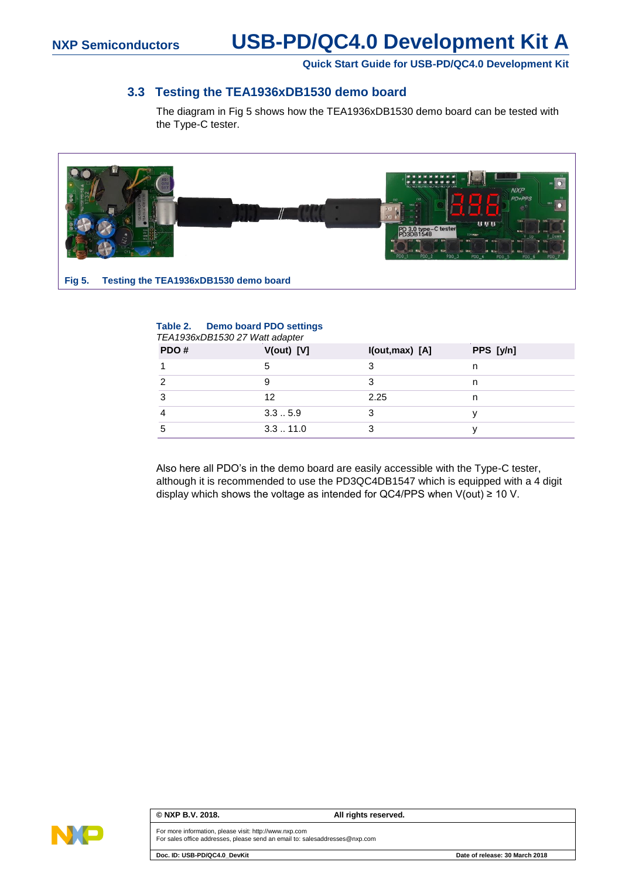### 3.3 Testing the TEA1936xDB1530 demo board

The diagram in Fig 5 shows how the TEA1936xDB1530 demo board can be tested with the Type-C tester.

**Fig 5. Testing the TEA1936xDB1530 demo board**

**Table 2. Demo board PDO settings**

*TEA1936xDB1530 27 Watt adapter*

| PDO # | V(out) [V] | I(out,max) [A] | PPS [y/n] |
|---|---|---|---|
| 1 | 5 | 3 | n |
| 2 | 9 | 3 | n |
| 3 | 12 | 2.25 | n |
| 4 | 3.3 .. 5.9 | 3 | y |
| 5 | 3.3 .. 11.0 | 3 | y |

Also here all PDO's in the demo board are easily accessible with the Type-C tester, although it is recommended to use the PD3QC4DB1547 which is equipped with a 4 digit display which shows the voltage as intended for QC4/PPS when V(out) ≥ 10 V.